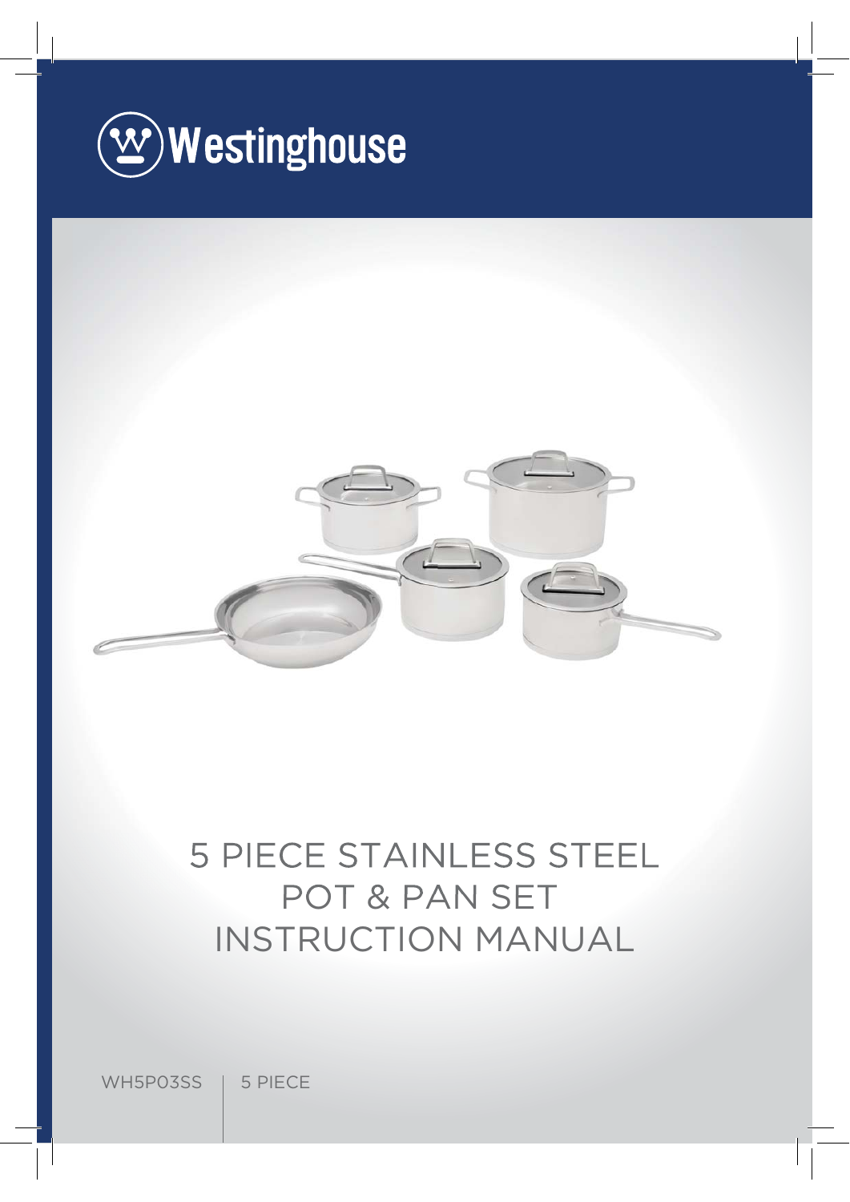Westinghouse

# 5 PIECE STAINLESS STEEL POT & PAN SET INSTRUCTION MANUAL

WH5P03SS | 5 PIECE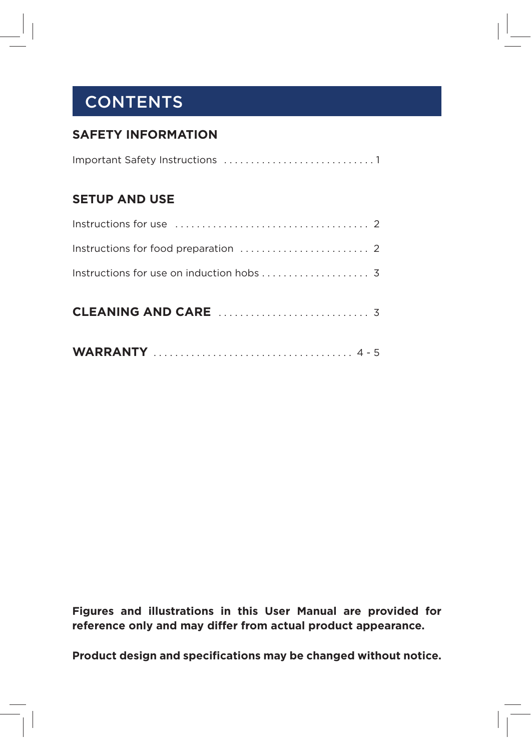# CONTENTS

## SAFETY INFORMATION

Important Safety Instructions ............................ 1

## SETUP AND USE

Instructions for use .................................... 2

Instructions for food preparation ........................ 2

Instructions for use on induction hobs .................... 3

## CLEANING AND CARE ............................ 3

## WARRANTY .................................... 4 - 5

**Figures and illustrations in this User Manual are provided for reference only and may differ from actual product appearance.**

**Product design and specifications may be changed without notice.**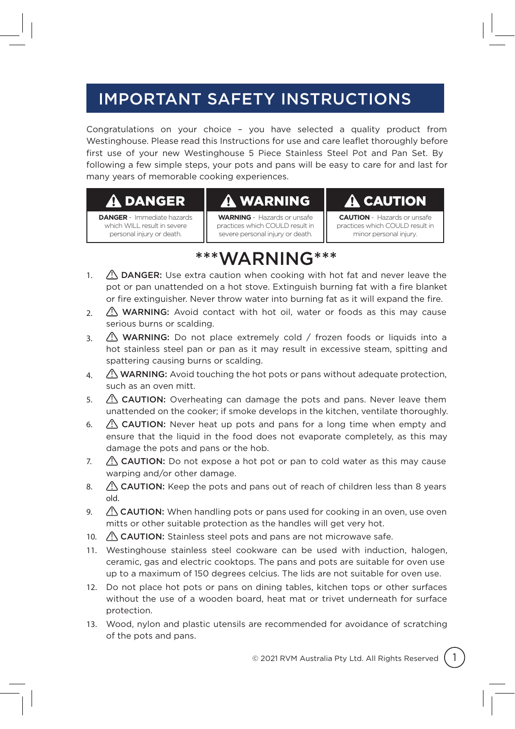# IMPORTANT SAFETY INSTRUCTIONS

Congratulations on your choice – you have selected a quality product from Westinghouse. Please read this Instructions for use and care leaflet thoroughly before first use of your new Westinghouse 5 Piece Stainless Steel Pot and Pan Set. By following a few simple steps, your pots and pans will be easy to care for and last for many years of memorable cooking experiences.

| ⚠ DANGER | ⚠ WARNING | ⚠ CAUTION |
| --- | --- | --- |
| **DANGER** - Immediate hazards which WILL result in severe personal injury or death. | **WARNING** - Hazards or unsafe practices which COULD result in severe personal injury or death. | **CAUTION** - Hazards or unsafe practices which COULD result in minor personal injury. |

## ***WARNING***

1. ⚠ **DANGER:** Use extra caution when cooking with hot fat and never leave the pot or pan unattended on a hot stove. Extinguish burning fat with a fire blanket or fire extinguisher. Never throw water into burning fat as it will expand the fire.
2. ⚠ **WARNING:** Avoid contact with hot oil, water or foods as this may cause serious burns or scalding.
3. ⚠ **WARNING:** Do not place extremely cold / frozen foods or liquids into a hot stainless steel pan or pan as it may result in excessive steam, spitting and spattering causing burns or scalding.
4. ⚠ **WARNING:** Avoid touching the hot pots or pans without adequate protection, such as an oven mitt.
5. ⚠ **CAUTION:** Overheating can damage the pots and pans. Never leave them unattended on the cooker; if smoke develops in the kitchen, ventilate thoroughly.
6. ⚠ **CAUTION:** Never heat up pots and pans for a long time when empty and ensure that the liquid in the food does not evaporate completely, as this may damage the pots and pans or the hob.
7. ⚠ **CAUTION:** Do not expose a hot pot or pan to cold water as this may cause warping and/or other damage.
8. ⚠ **CAUTION:** Keep the pots and pans out of reach of children less than 8 years old.
9. ⚠ **CAUTION:** When handling pots or pans used for cooking in an oven, use oven mitts or other suitable protection as the handles will get very hot.
10. ⚠ **CAUTION:** Stainless steel pots and pans are not microwave safe.
11. Westinghouse stainless steel cookware can be used with induction, halogen, ceramic, gas and electric cooktops. The pans and pots are suitable for oven use up to a maximum of 150 degrees celcius. The lids are not suitable for oven use.
12. Do not place hot pots or pans on dining tables, kitchen tops or other surfaces without the use of a wooden board, heat mat or trivet underneath for surface protection.
13. Wood, nylon and plastic utensils are recommended for avoidance of scratching of the pots and pans.

© 2021 RVM Australia Pty Ltd. All Rights Reserved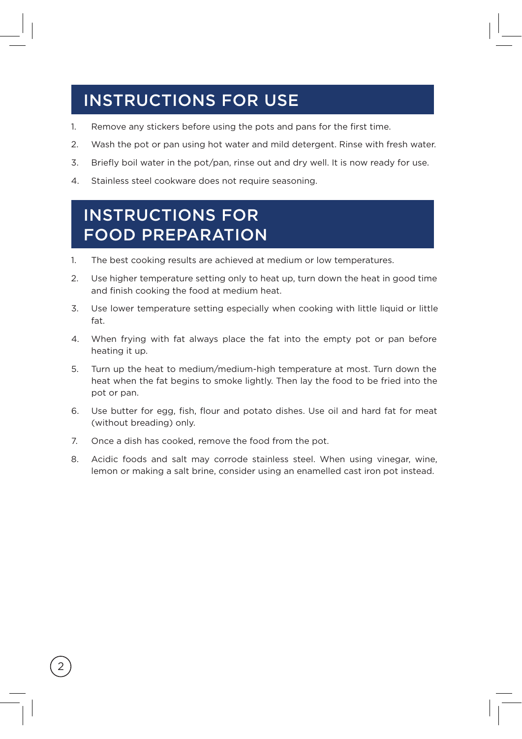# INSTRUCTIONS FOR USE

1. Remove any stickers before using the pots and pans for the first time.
2. Wash the pot or pan using hot water and mild detergent. Rinse with fresh water.
3. Briefly boil water in the pot/pan, rinse out and dry well. It is now ready for use.
4. Stainless steel cookware does not require seasoning.

# INSTRUCTIONS FOR FOOD PREPARATION

1. The best cooking results are achieved at medium or low temperatures.
2. Use higher temperature setting only to heat up, turn down the heat in good time and finish cooking the food at medium heat.
3. Use lower temperature setting especially when cooking with little liquid or little fat.
4. When frying with fat always place the fat into the empty pot or pan before heating it up.
5. Turn up the heat to medium/medium-high temperature at most. Turn down the heat when the fat begins to smoke lightly. Then lay the food to be fried into the pot or pan.
6. Use butter for egg, fish, flour and potato dishes. Use oil and hard fat for meat (without breading) only.
7. Once a dish has cooked, remove the food from the pot.
8. Acidic foods and salt may corrode stainless steel. When using vinegar, wine, lemon or making a salt brine, consider using an enamelled cast iron pot instead.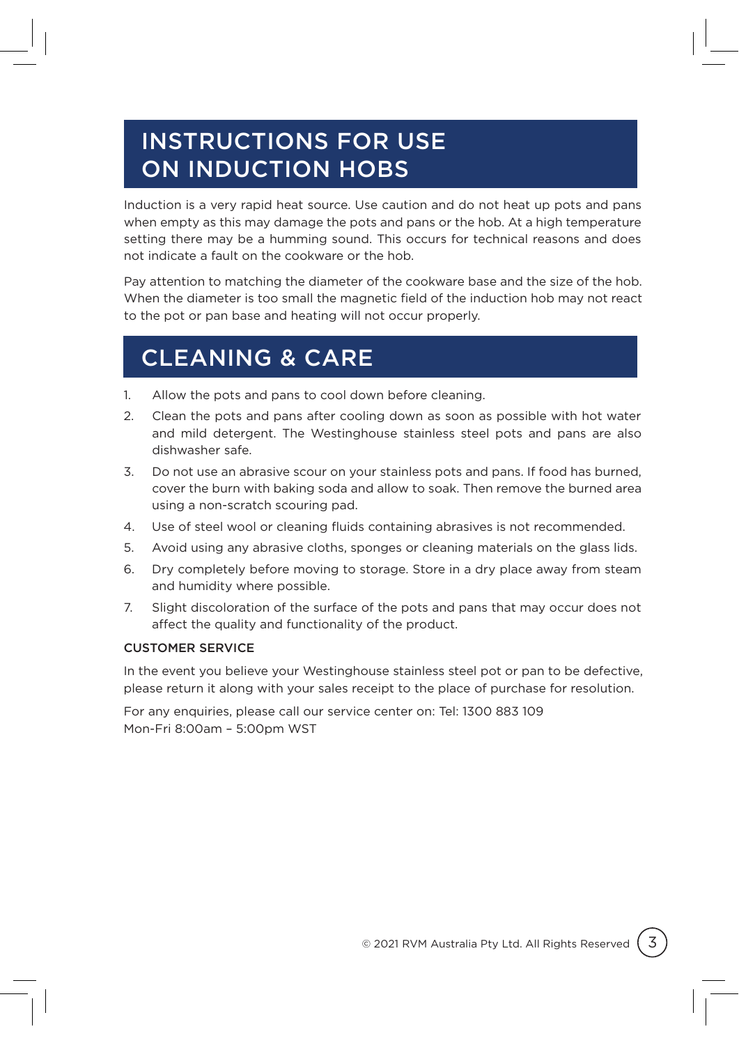# INSTRUCTIONS FOR USE ON INDUCTION HOBS

Induction is a very rapid heat source. Use caution and do not heat up pots and pans when empty as this may damage the pots and pans or the hob. At a high temperature setting there may be a humming sound. This occurs for technical reasons and does not indicate a fault on the cookware or the hob.

Pay attention to matching the diameter of the cookware base and the size of the hob. When the diameter is too small the magnetic field of the induction hob may not react to the pot or pan base and heating will not occur properly.

# CLEANING & CARE

1. Allow the pots and pans to cool down before cleaning.
2. Clean the pots and pans after cooling down as soon as possible with hot water and mild detergent. The Westinghouse stainless steel pots and pans are also dishwasher safe.
3. Do not use an abrasive scour on your stainless pots and pans. If food has burned, cover the burn with baking soda and allow to soak. Then remove the burned area using a non-scratch scouring pad.
4. Use of steel wool or cleaning fluids containing abrasives is not recommended.
5. Avoid using any abrasive cloths, sponges or cleaning materials on the glass lids.
6. Dry completely before moving to storage. Store in a dry place away from steam and humidity where possible.
7. Slight discoloration of the surface of the pots and pans that may occur does not affect the quality and functionality of the product.

### CUSTOMER SERVICE

In the event you believe your Westinghouse stainless steel pot or pan to be defective, please return it along with your sales receipt to the place of purchase for resolution.

For any enquiries, please call our service center on: Tel: 1300 883 109
Mon-Fri 8:00am – 5:00pm WST

© 2021 RVM Australia Pty Ltd. All Rights Reserved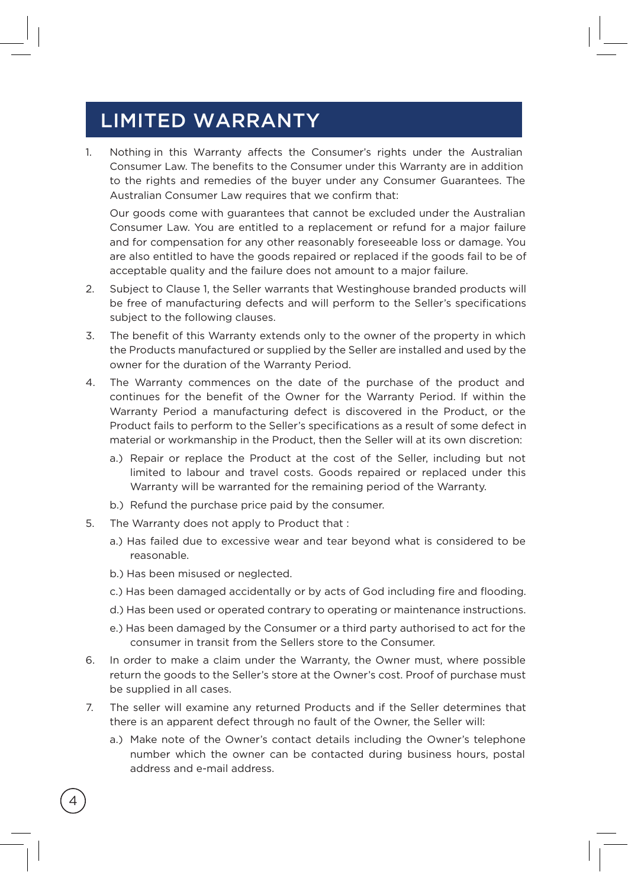# LIMITED WARRANTY

1. Nothing in this Warranty affects the Consumer's rights under the Australian Consumer Law. The benefits to the Consumer under this Warranty are in addition to the rights and remedies of the buyer under any Consumer Guarantees. The Australian Consumer Law requires that we confirm that:

   Our goods come with guarantees that cannot be excluded under the Australian Consumer Law. You are entitled to a replacement or refund for a major failure and for compensation for any other reasonably foreseeable loss or damage. You are also entitled to have the goods repaired or replaced if the goods fail to be of acceptable quality and the failure does not amount to a major failure.

2. Subject to Clause 1, the Seller warrants that Westinghouse branded products will be free of manufacturing defects and will perform to the Seller's specifications subject to the following clauses.

3. The benefit of this Warranty extends only to the owner of the property in which the Products manufactured or supplied by the Seller are installed and used by the owner for the duration of the Warranty Period.

4. The Warranty commences on the date of the purchase of the product and continues for the benefit of the Owner for the Warranty Period. If within the Warranty Period a manufacturing defect is discovered in the Product, or the Product fails to perform to the Seller's specifications as a result of some defect in material or workmanship in the Product, then the Seller will at its own discretion:

   a.) Repair or replace the Product at the cost of the Seller, including but not limited to labour and travel costs. Goods repaired or replaced under this Warranty will be warranted for the remaining period of the Warranty.

   b.) Refund the purchase price paid by the consumer.

5. The Warranty does not apply to Product that :

   a.) Has failed due to excessive wear and tear beyond what is considered to be reasonable.

   b.) Has been misused or neglected.

   c.) Has been damaged accidentally or by acts of God including fire and flooding.

   d.) Has been used or operated contrary to operating or maintenance instructions.

   e.) Has been damaged by the Consumer or a third party authorised to act for the consumer in transit from the Sellers store to the Consumer.

6. In order to make a claim under the Warranty, the Owner must, where possible return the goods to the Seller's store at the Owner's cost. Proof of purchase must be supplied in all cases.

7. The seller will examine any returned Products and if the Seller determines that there is an apparent defect through no fault of the Owner, the Seller will:

   a.) Make note of the Owner's contact details including the Owner's telephone number which the owner can be contacted during business hours, postal address and e-mail address.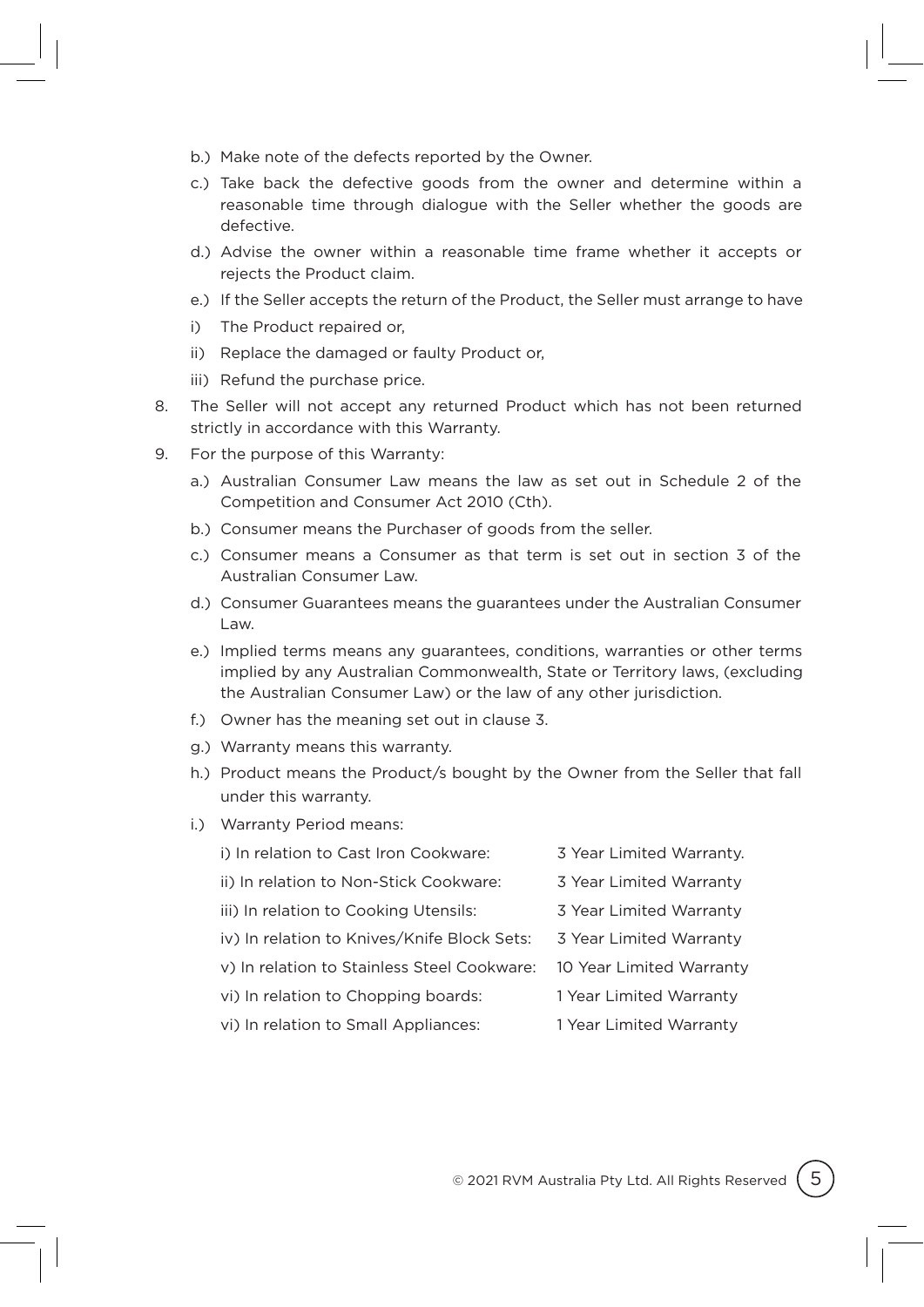b.) Make note of the defects reported by the Owner.

c.) Take back the defective goods from the owner and determine within a reasonable time through dialogue with the Seller whether the goods are defective.

d.) Advise the owner within a reasonable time frame whether it accepts or rejects the Product claim.

e.) If the Seller accepts the return of the Product, the Seller must arrange to have

i) The Product repaired or,

ii) Replace the damaged or faulty Product or,

iii) Refund the purchase price.

8. The Seller will not accept any returned Product which has not been returned strictly in accordance with this Warranty.

9. For the purpose of this Warranty:

a.) Australian Consumer Law means the law as set out in Schedule 2 of the Competition and Consumer Act 2010 (Cth).

b.) Consumer means the Purchaser of goods from the seller.

c.) Consumer means a Consumer as that term is set out in section 3 of the Australian Consumer Law.

d.) Consumer Guarantees means the guarantees under the Australian Consumer Law.

e.) Implied terms means any guarantees, conditions, warranties or other terms implied by any Australian Commonwealth, State or Territory laws, (excluding the Australian Consumer Law) or the law of any other jurisdiction.

f.) Owner has the meaning set out in clause 3.

g.) Warranty means this warranty.

h.) Product means the Product/s bought by the Owner from the Seller that fall under this warranty.

i.) Warranty Period means:

| | |
|---|---|
| i) In relation to Cast Iron Cookware: | 3 Year Limited Warranty. |
| ii) In relation to Non-Stick Cookware: | 3 Year Limited Warranty |
| iii) In relation to Cooking Utensils: | 3 Year Limited Warranty |
| iv) In relation to Knives/Knife Block Sets: | 3 Year Limited Warranty |
| v) In relation to Stainless Steel Cookware: | 10 Year Limited Warranty |
| vi) In relation to Chopping boards: | 1 Year Limited Warranty |
| vi) In relation to Small Appliances: | 1 Year Limited Warranty |

© 2021 RVM Australia Pty Ltd. All Rights Reserved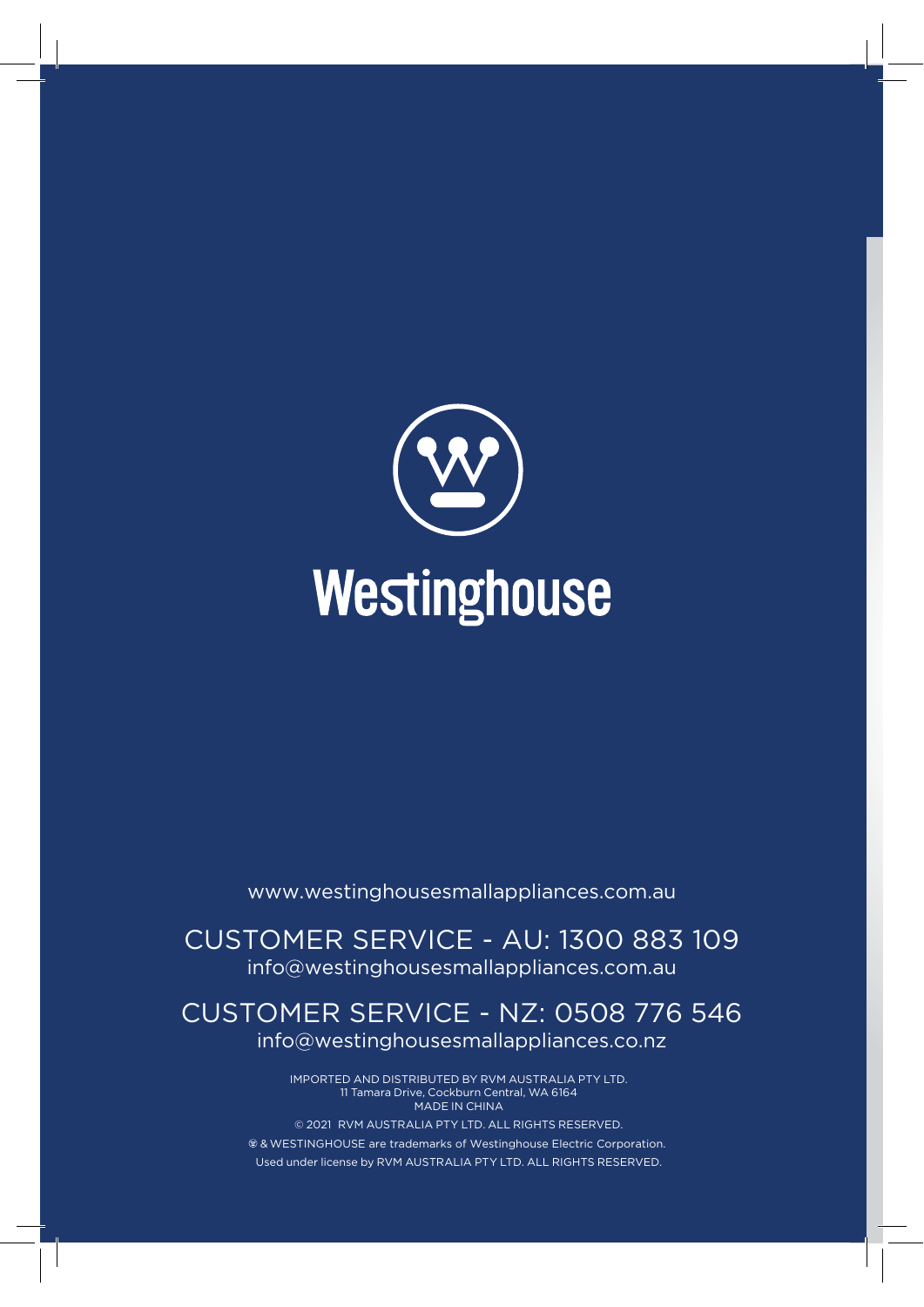# Westinghouse

www.westinghousesmallappliances.com.au

CUSTOMER SERVICE - AU: 1300 883 109
info@westinghousesmallappliances.com.au

CUSTOMER SERVICE - NZ: 0508 776 546
info@westinghousesmallappliances.co.nz

IMPORTED AND DISTRIBUTED BY RVM AUSTRALIA PTY LTD.
11 Tamara Drive, Cockburn Central, WA 6164
MADE IN CHINA

© 2021 RVM AUSTRALIA PTY LTD. ALL RIGHTS RESERVED.

& WESTINGHOUSE are trademarks of Westinghouse Electric Corporation.
Used under license by RVM AUSTRALIA PTY LTD. ALL RIGHTS RESERVED.